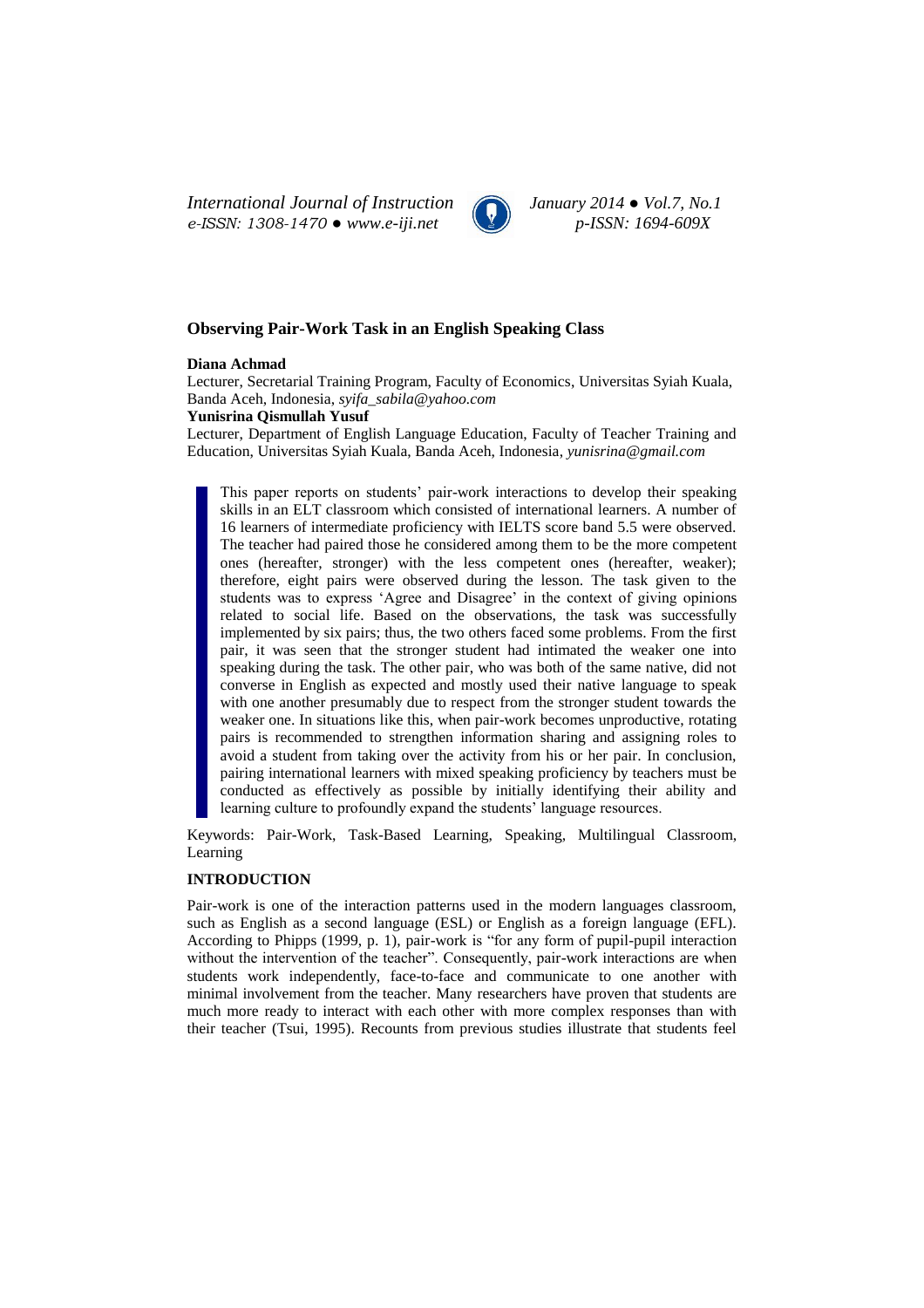# Observing Pair-Work Task in an English Speaking Class

**Diana Achmad**

Lecturer, Secretarial Training Program, Faculty of Economics, Universitas Syiah Kuala, Banda Aceh, Indonesia, *syifa_sabila@yahoo.com*

**Yunisrina Qismullah Yusuf**

Lecturer, Department of English Language Education, Faculty of Teacher Training and Education, Universitas Syiah Kuala, Banda Aceh, Indonesia, *yunisrina@gmail.com*

> This paper reports on students' pair-work interactions to develop their speaking skills in an ELT classroom which consisted of international learners. A number of 16 learners of intermediate proficiency with IELTS score band 5.5 were observed. The teacher had paired those he considered among them to be the more competent ones (hereafter, stronger) with the less competent ones (hereafter, weaker); therefore, eight pairs were observed during the lesson. The task given to the students was to express 'Agree and Disagree' in the context of giving opinions related to social life. Based on the observations, the task was successfully implemented by six pairs; thus, the two others faced some problems. From the first pair, it was seen that the stronger student had intimated the weaker one into speaking during the task. The other pair, who was both of the same native, did not converse in English as expected and mostly used their native language to speak with one another presumably due to respect from the stronger student towards the weaker one. In situations like this, when pair-work becomes unproductive, rotating pairs is recommended to strengthen information sharing and assigning roles to avoid a student from taking over the activity from his or her pair. In conclusion, pairing international learners with mixed speaking proficiency by teachers must be conducted as effectively as possible by initially identifying their ability and learning culture to profoundly expand the students' language resources.

Keywords: Pair-Work, Task-Based Learning, Speaking, Multilingual Classroom, Learning

## INTRODUCTION

Pair-work is one of the interaction patterns used in the modern languages classroom, such as English as a second language (ESL) or English as a foreign language (EFL). According to Phipps (1999, p. 1), pair-work is "for any form of pupil-pupil interaction without the intervention of the teacher". Consequently, pair-work interactions are when students work independently, face-to-face and communicate to one another with minimal involvement from the teacher. Many researchers have proven that students are much more ready to interact with each other with more complex responses than with their teacher (Tsui, 1995). Recounts from previous studies illustrate that students feel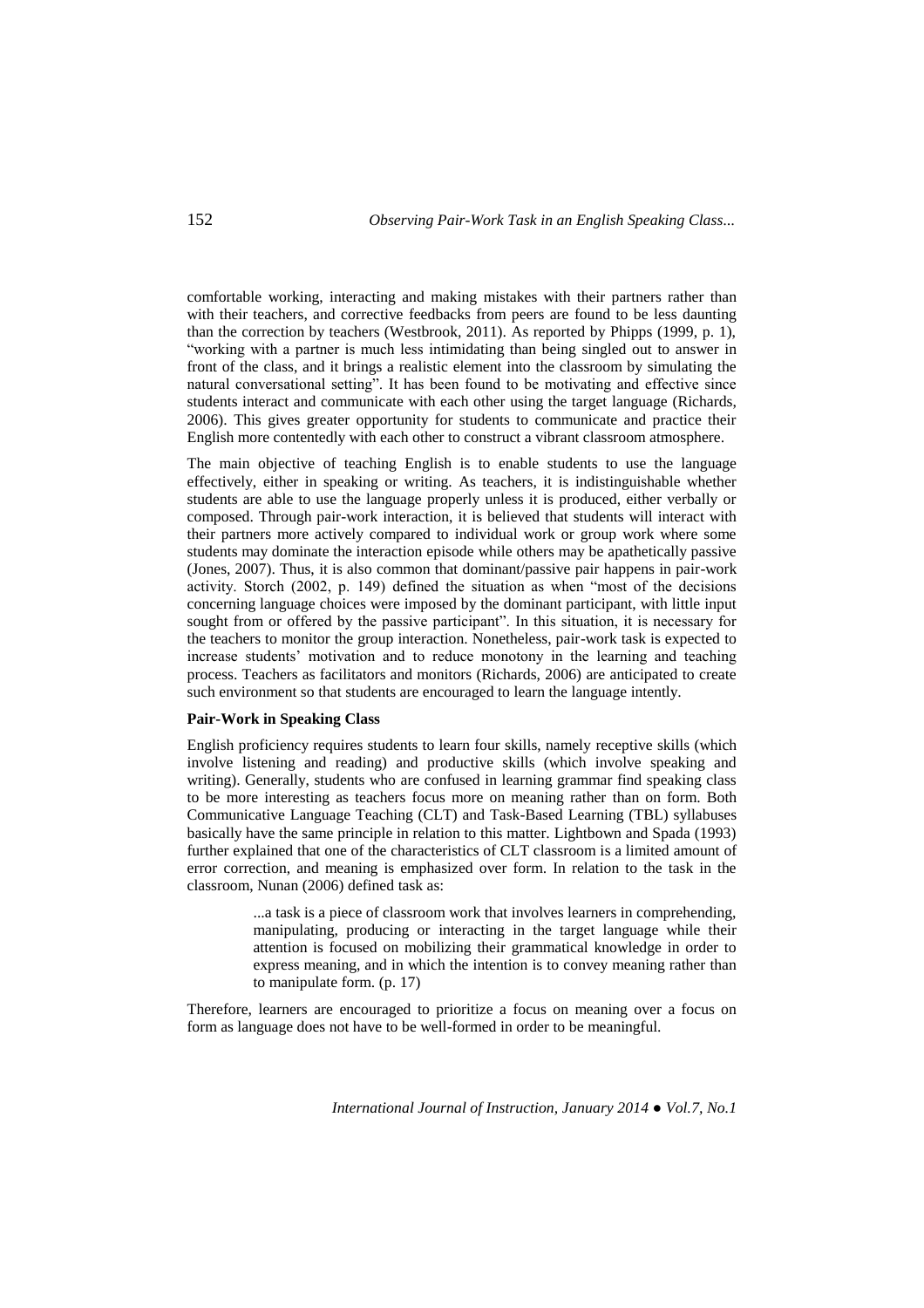comfortable working, interacting and making mistakes with their partners rather than with their teachers, and corrective feedbacks from peers are found to be less daunting than the correction by teachers (Westbrook, 2011). As reported by Phipps (1999, p. 1), "working with a partner is much less intimidating than being singled out to answer in front of the class, and it brings a realistic element into the classroom by simulating the natural conversational setting". It has been found to be motivating and effective since students interact and communicate with each other using the target language (Richards, 2006). This gives greater opportunity for students to communicate and practice their English more contentedly with each other to construct a vibrant classroom atmosphere.

The main objective of teaching English is to enable students to use the language effectively, either in speaking or writing. As teachers, it is indistinguishable whether students are able to use the language properly unless it is produced, either verbally or composed. Through pair-work interaction, it is believed that students will interact with their partners more actively compared to individual work or group work where some students may dominate the interaction episode while others may be apathetically passive (Jones, 2007). Thus, it is also common that dominant/passive pair happens in pair-work activity. Storch (2002, p. 149) defined the situation as when "most of the decisions concerning language choices were imposed by the dominant participant, with little input sought from or offered by the passive participant". In this situation, it is necessary for the teachers to monitor the group interaction. Nonetheless, pair-work task is expected to increase students' motivation and to reduce monotony in the learning and teaching process. Teachers as facilitators and monitors (Richards, 2006) are anticipated to create such environment so that students are encouraged to learn the language intently.

**Pair-Work in Speaking Class**

English proficiency requires students to learn four skills, namely receptive skills (which involve listening and reading) and productive skills (which involve speaking and writing). Generally, students who are confused in learning grammar find speaking class to be more interesting as teachers focus more on meaning rather than on form. Both Communicative Language Teaching (CLT) and Task-Based Learning (TBL) syllabuses basically have the same principle in relation to this matter. Lightbown and Spada (1993) further explained that one of the characteristics of CLT classroom is a limited amount of error correction, and meaning is emphasized over form. In relation to the task in the classroom, Nunan (2006) defined task as:

> ...a task is a piece of classroom work that involves learners in comprehending, manipulating, producing or interacting in the target language while their attention is focused on mobilizing their grammatical knowledge in order to express meaning, and in which the intention is to convey meaning rather than to manipulate form. (p. 17)

Therefore, learners are encouraged to prioritize a focus on meaning over a focus on form as language does not have to be well-formed in order to be meaningful.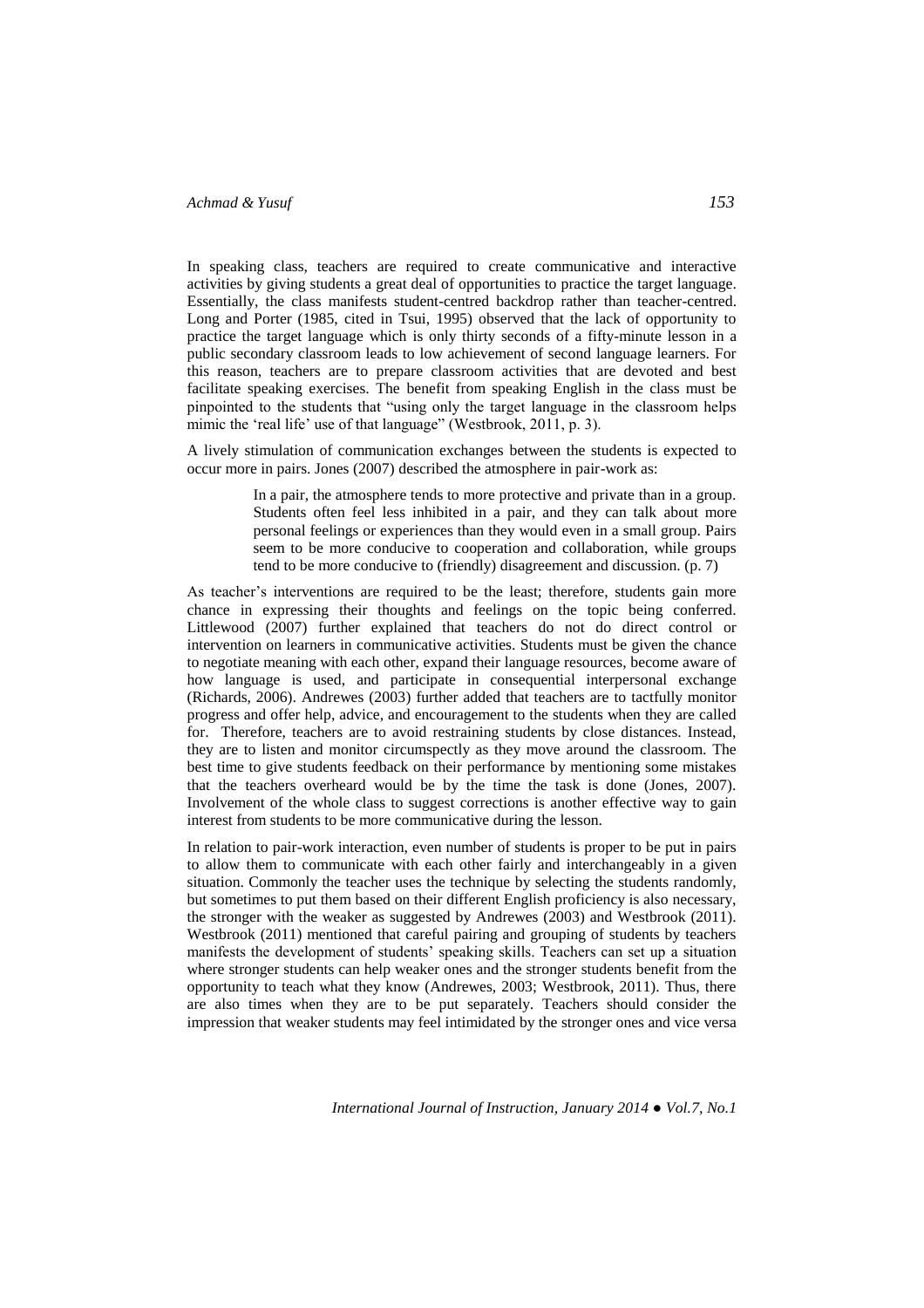In speaking class, teachers are required to create communicative and interactive activities by giving students a great deal of opportunities to practice the target language. Essentially, the class manifests student-centred backdrop rather than teacher-centred. Long and Porter (1985, cited in Tsui, 1995) observed that the lack of opportunity to practice the target language which is only thirty seconds of a fifty-minute lesson in a public secondary classroom leads to low achievement of second language learners. For this reason, teachers are to prepare classroom activities that are devoted and best facilitate speaking exercises. The benefit from speaking English in the class must be pinpointed to the students that "using only the target language in the classroom helps mimic the 'real life' use of that language" (Westbrook, 2011, p. 3).

A lively stimulation of communication exchanges between the students is expected to occur more in pairs. Jones (2007) described the atmosphere in pair-work as:

> In a pair, the atmosphere tends to more protective and private than in a group. Students often feel less inhibited in a pair, and they can talk about more personal feelings or experiences than they would even in a small group. Pairs seem to be more conducive to cooperation and collaboration, while groups tend to be more conducive to (friendly) disagreement and discussion. (p. 7)

As teacher's interventions are required to be the least; therefore, students gain more chance in expressing their thoughts and feelings on the topic being conferred. Littlewood (2007) further explained that teachers do not do direct control or intervention on learners in communicative activities. Students must be given the chance to negotiate meaning with each other, expand their language resources, become aware of how language is used, and participate in consequential interpersonal exchange (Richards, 2006). Andrewes (2003) further added that teachers are to tactfully monitor progress and offer help, advice, and encouragement to the students when they are called for. Therefore, teachers are to avoid restraining students by close distances. Instead, they are to listen and monitor circumspectly as they move around the classroom. The best time to give students feedback on their performance by mentioning some mistakes that the teachers overheard would be by the time the task is done (Jones, 2007). Involvement of the whole class to suggest corrections is another effective way to gain interest from students to be more communicative during the lesson.

In relation to pair-work interaction, even number of students is proper to be put in pairs to allow them to communicate with each other fairly and interchangeably in a given situation. Commonly the teacher uses the technique by selecting the students randomly, but sometimes to put them based on their different English proficiency is also necessary, the stronger with the weaker as suggested by Andrewes (2003) and Westbrook (2011). Westbrook (2011) mentioned that careful pairing and grouping of students by teachers manifests the development of students' speaking skills. Teachers can set up a situation where stronger students can help weaker ones and the stronger students benefit from the opportunity to teach what they know (Andrewes, 2003; Westbrook, 2011). Thus, there are also times when they are to be put separately. Teachers should consider the impression that weaker students may feel intimidated by the stronger ones and vice versa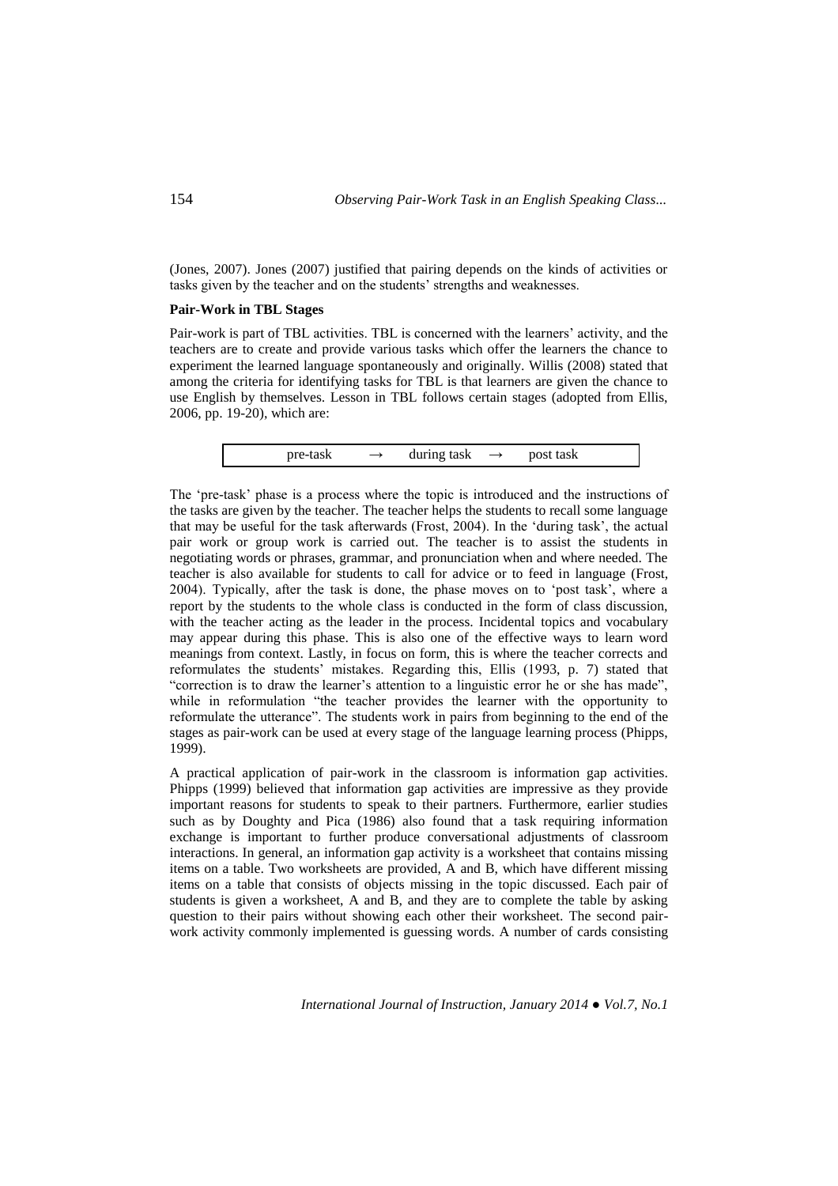(Jones, 2007). Jones (2007) justified that pairing depends on the kinds of activities or tasks given by the teacher and on the students' strengths and weaknesses.

**Pair-Work in TBL Stages**

Pair-work is part of TBL activities. TBL is concerned with the learners' activity, and the teachers are to create and provide various tasks which offer the learners the chance to experiment the learned language spontaneously and originally. Willis (2008) stated that among the criteria for identifying tasks for TBL is that learners are given the chance to use English by themselves. Lesson in TBL follows certain stages (adopted from Ellis, 2006, pp. 19-20), which are:

| pre-task → during task → post task |
|---|

The 'pre-task' phase is a process where the topic is introduced and the instructions of the tasks are given by the teacher. The teacher helps the students to recall some language that may be useful for the task afterwards (Frost, 2004). In the 'during task', the actual pair work or group work is carried out. The teacher is to assist the students in negotiating words or phrases, grammar, and pronunciation when and where needed. The teacher is also available for students to call for advice or to feed in language (Frost, 2004). Typically, after the task is done, the phase moves on to 'post task', where a report by the students to the whole class is conducted in the form of class discussion, with the teacher acting as the leader in the process. Incidental topics and vocabulary may appear during this phase. This is also one of the effective ways to learn word meanings from context. Lastly, in focus on form, this is where the teacher corrects and reformulates the students' mistakes. Regarding this, Ellis (1993, p. 7) stated that "correction is to draw the learner's attention to a linguistic error he or she has made", while in reformulation "the teacher provides the learner with the opportunity to reformulate the utterance". The students work in pairs from beginning to the end of the stages as pair-work can be used at every stage of the language learning process (Phipps, 1999).

A practical application of pair-work in the classroom is information gap activities. Phipps (1999) believed that information gap activities are impressive as they provide important reasons for students to speak to their partners. Furthermore, earlier studies such as by Doughty and Pica (1986) also found that a task requiring information exchange is important to further produce conversational adjustments of classroom interactions. In general, an information gap activity is a worksheet that contains missing items on a table. Two worksheets are provided, A and B, which have different missing items on a table that consists of objects missing in the topic discussed. Each pair of students is given a worksheet, A and B, and they are to complete the table by asking question to their pairs without showing each other their worksheet. The second pair-work activity commonly implemented is guessing words. A number of cards consisting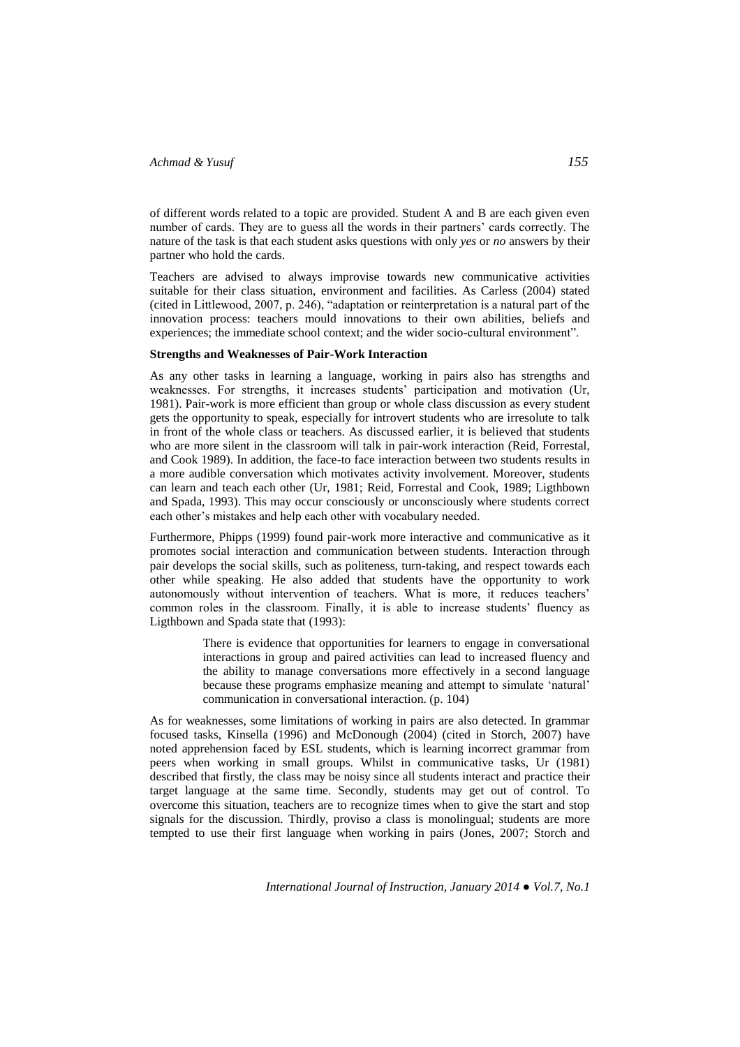of different words related to a topic are provided. Student A and B are each given even number of cards. They are to guess all the words in their partners' cards correctly. The nature of the task is that each student asks questions with only *yes* or *no* answers by their partner who hold the cards.

Teachers are advised to always improvise towards new communicative activities suitable for their class situation, environment and facilities. As Carless (2004) stated (cited in Littlewood, 2007, p. 246), "adaptation or reinterpretation is a natural part of the innovation process: teachers mould innovations to their own abilities, beliefs and experiences; the immediate school context; and the wider socio-cultural environment".

**Strengths and Weaknesses of Pair-Work Interaction**

As any other tasks in learning a language, working in pairs also has strengths and weaknesses. For strengths, it increases students' participation and motivation (Ur, 1981). Pair-work is more efficient than group or whole class discussion as every student gets the opportunity to speak, especially for introvert students who are irresolute to talk in front of the whole class or teachers. As discussed earlier, it is believed that students who are more silent in the classroom will talk in pair-work interaction (Reid, Forrestal, and Cook 1989). In addition, the face-to face interaction between two students results in a more audible conversation which motivates activity involvement. Moreover, students can learn and teach each other (Ur, 1981; Reid, Forrestal and Cook, 1989; Ligthbown and Spada, 1993). This may occur consciously or unconsciously where students correct each other's mistakes and help each other with vocabulary needed.

Furthermore, Phipps (1999) found pair-work more interactive and communicative as it promotes social interaction and communication between students. Interaction through pair develops the social skills, such as politeness, turn-taking, and respect towards each other while speaking. He also added that students have the opportunity to work autonomously without intervention of teachers. What is more, it reduces teachers' common roles in the classroom. Finally, it is able to increase students' fluency as Ligthbown and Spada state that (1993):

> There is evidence that opportunities for learners to engage in conversational interactions in group and paired activities can lead to increased fluency and the ability to manage conversations more effectively in a second language because these programs emphasize meaning and attempt to simulate 'natural' communication in conversational interaction. (p. 104)

As for weaknesses, some limitations of working in pairs are also detected. In grammar focused tasks, Kinsella (1996) and McDonough (2004) (cited in Storch, 2007) have noted apprehension faced by ESL students, which is learning incorrect grammar from peers when working in small groups. Whilst in communicative tasks, Ur (1981) described that firstly, the class may be noisy since all students interact and practice their target language at the same time. Secondly, students may get out of control. To overcome this situation, teachers are to recognize times when to give the start and stop signals for the discussion. Thirdly, proviso a class is monolingual; students are more tempted to use their first language when working in pairs (Jones, 2007; Storch and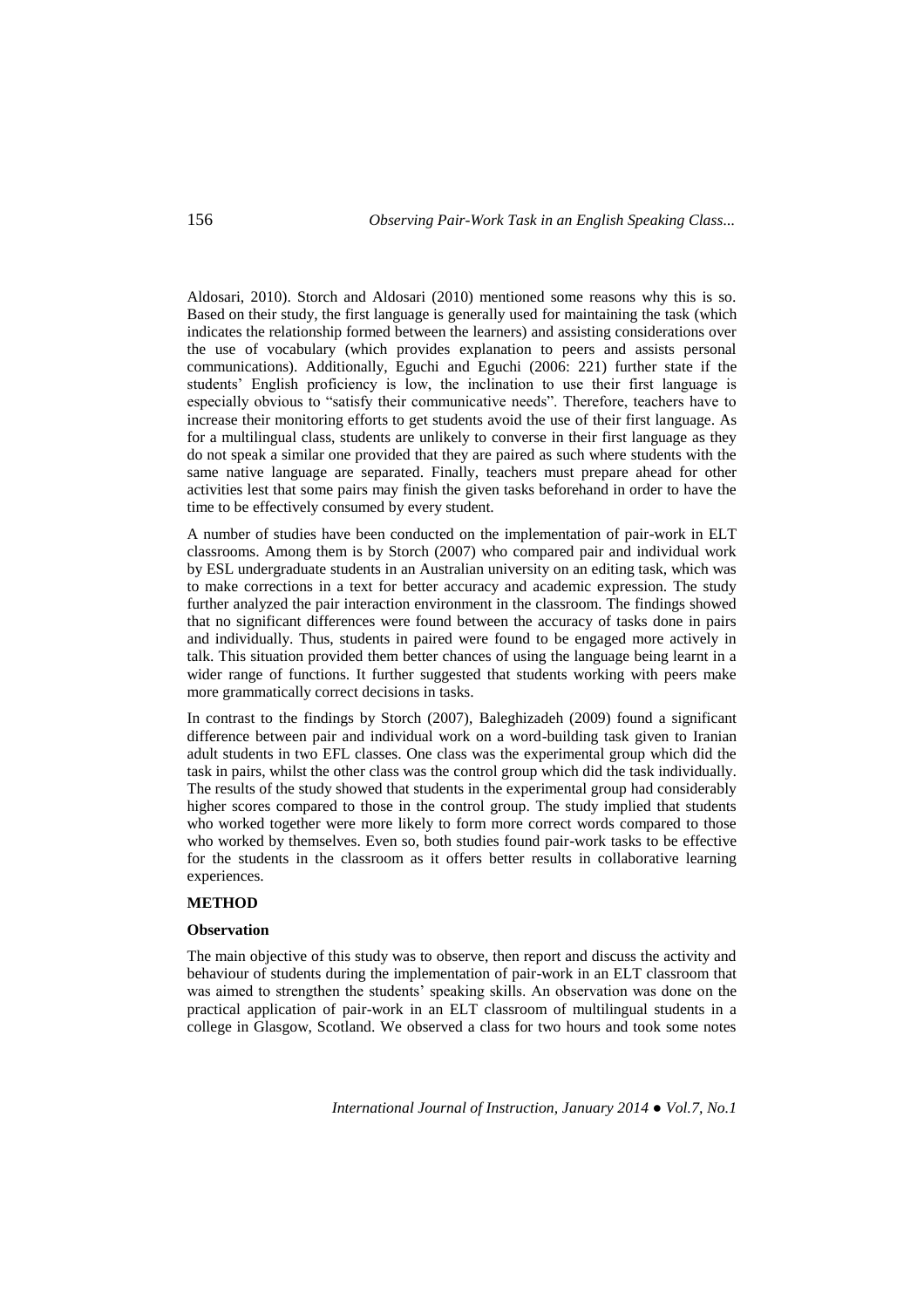Aldosari, 2010). Storch and Aldosari (2010) mentioned some reasons why this is so. Based on their study, the first language is generally used for maintaining the task (which indicates the relationship formed between the learners) and assisting considerations over the use of vocabulary (which provides explanation to peers and assists personal communications). Additionally, Eguchi and Eguchi (2006: 221) further state if the students' English proficiency is low, the inclination to use their first language is especially obvious to "satisfy their communicative needs". Therefore, teachers have to increase their monitoring efforts to get students avoid the use of their first language. As for a multilingual class, students are unlikely to converse in their first language as they do not speak a similar one provided that they are paired as such where students with the same native language are separated. Finally, teachers must prepare ahead for other activities lest that some pairs may finish the given tasks beforehand in order to have the time to be effectively consumed by every student.

A number of studies have been conducted on the implementation of pair-work in ELT classrooms. Among them is by Storch (2007) who compared pair and individual work by ESL undergraduate students in an Australian university on an editing task, which was to make corrections in a text for better accuracy and academic expression. The study further analyzed the pair interaction environment in the classroom. The findings showed that no significant differences were found between the accuracy of tasks done in pairs and individually. Thus, students in paired were found to be engaged more actively in talk. This situation provided them better chances of using the language being learnt in a wider range of functions. It further suggested that students working with peers make more grammatically correct decisions in tasks.

In contrast to the findings by Storch (2007), Baleghizadeh (2009) found a significant difference between pair and individual work on a word-building task given to Iranian adult students in two EFL classes. One class was the experimental group which did the task in pairs, whilst the other class was the control group which did the task individually. The results of the study showed that students in the experimental group had considerably higher scores compared to those in the control group. The study implied that students who worked together were more likely to form more correct words compared to those who worked by themselves. Even so, both studies found pair-work tasks to be effective for the students in the classroom as it offers better results in collaborative learning experiences.

## METHOD

### Observation

The main objective of this study was to observe, then report and discuss the activity and behaviour of students during the implementation of pair-work in an ELT classroom that was aimed to strengthen the students' speaking skills. An observation was done on the practical application of pair-work in an ELT classroom of multilingual students in a college in Glasgow, Scotland. We observed a class for two hours and took some notes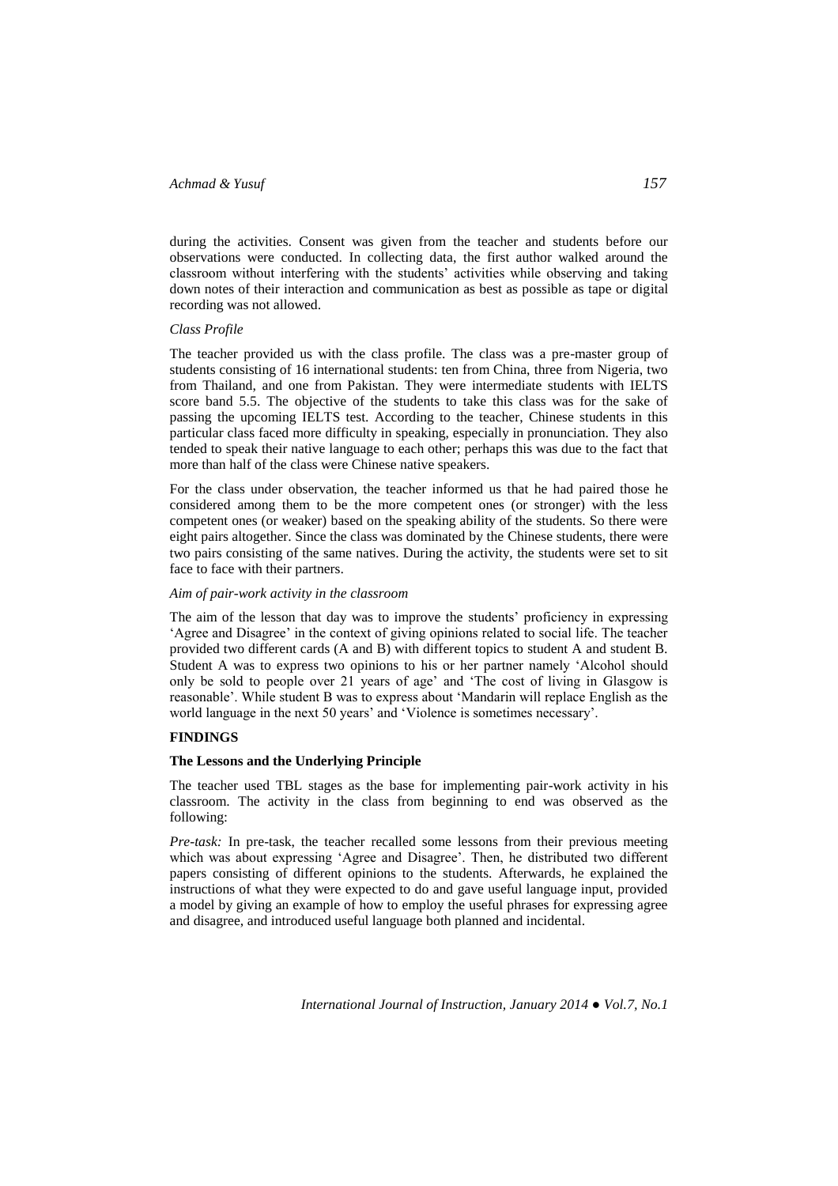during the activities. Consent was given from the teacher and students before our observations were conducted. In collecting data, the first author walked around the classroom without interfering with the students' activities while observing and taking down notes of their interaction and communication as best as possible as tape or digital recording was not allowed.

*Class Profile*

The teacher provided us with the class profile. The class was a pre-master group of students consisting of 16 international students: ten from China, three from Nigeria, two from Thailand, and one from Pakistan. They were intermediate students with IELTS score band 5.5. The objective of the students to take this class was for the sake of passing the upcoming IELTS test. According to the teacher, Chinese students in this particular class faced more difficulty in speaking, especially in pronunciation. They also tended to speak their native language to each other; perhaps this was due to the fact that more than half of the class were Chinese native speakers.

For the class under observation, the teacher informed us that he had paired those he considered among them to be the more competent ones (or stronger) with the less competent ones (or weaker) based on the speaking ability of the students. So there were eight pairs altogether. Since the class was dominated by the Chinese students, there were two pairs consisting of the same natives. During the activity, the students were set to sit face to face with their partners.

*Aim of pair-work activity in the classroom*

The aim of the lesson that day was to improve the students' proficiency in expressing 'Agree and Disagree' in the context of giving opinions related to social life. The teacher provided two different cards (A and B) with different topics to student A and student B. Student A was to express two opinions to his or her partner namely 'Alcohol should only be sold to people over 21 years of age' and 'The cost of living in Glasgow is reasonable'. While student B was to express about 'Mandarin will replace English as the world language in the next 50 years' and 'Violence is sometimes necessary'.

## FINDINGS

### The Lessons and the Underlying Principle

The teacher used TBL stages as the base for implementing pair-work activity in his classroom. The activity in the class from beginning to end was observed as the following:

*Pre-task:* In pre-task, the teacher recalled some lessons from their previous meeting which was about expressing 'Agree and Disagree'. Then, he distributed two different papers consisting of different opinions to the students. Afterwards, he explained the instructions of what they were expected to do and gave useful language input, provided a model by giving an example of how to employ the useful phrases for expressing agree and disagree, and introduced useful language both planned and incidental.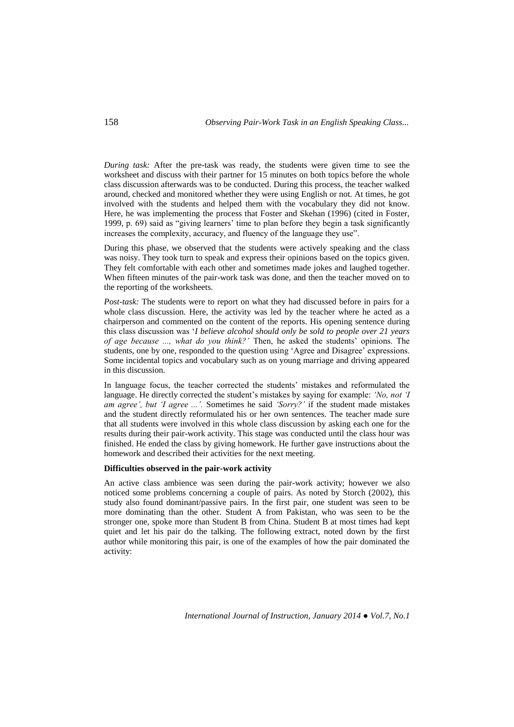*During task:* After the pre-task was ready, the students were given time to see the worksheet and discuss with their partner for 15 minutes on both topics before the whole class discussion afterwards was to be conducted. During this process, the teacher walked around, checked and monitored whether they were using English or not. At times, he got involved with the students and helped them with the vocabulary they did not know. Here, he was implementing the process that Foster and Skehan (1996) (cited in Foster, 1999, p. 69) said as "giving learners' time to plan before they begin a task significantly increases the complexity, accuracy, and fluency of the language they use".

During this phase, we observed that the students were actively speaking and the class was noisy. They took turn to speak and express their opinions based on the topics given. They felt comfortable with each other and sometimes made jokes and laughed together. When fifteen minutes of the pair-work task was done, and then the teacher moved on to the reporting of the worksheets.

*Post-task:* The students were to report on what they had discussed before in pairs for a whole class discussion. Here, the activity was led by the teacher where he acted as a chairperson and commented on the content of the reports. His opening sentence during this class discussion was '*I believe alcohol should only be sold to people over 21 years of age because ..., what do you think?'* Then, he asked the students' opinions. The students, one by one, responded to the question using 'Agree and Disagree' expressions. Some incidental topics and vocabulary such as on young marriage and driving appeared in this discussion.

In language focus, the teacher corrected the students' mistakes and reformulated the language. He directly corrected the student's mistakes by saying for example: *'No, not 'I am agree', but 'I agree ...'.* Sometimes he said *'Sorry?'* if the student made mistakes and the student directly reformulated his or her own sentences. The teacher made sure that all students were involved in this whole class discussion by asking each one for the results during their pair-work activity. This stage was conducted until the class hour was finished. He ended the class by giving homework. He further gave instructions about the homework and described their activities for the next meeting.

**Difficulties observed in the pair-work activity**

An active class ambience was seen during the pair-work activity; however we also noticed some problems concerning a couple of pairs. As noted by Storch (2002), this study also found dominant/passive pairs. In the first pair, one student was seen to be more dominating than the other. Student A from Pakistan, who was seen to be the stronger one, spoke more than Student B from China. Student B at most times had kept quiet and let his pair do the talking. The following extract, noted down by the first author while monitoring this pair, is one of the examples of how the pair dominated the activity: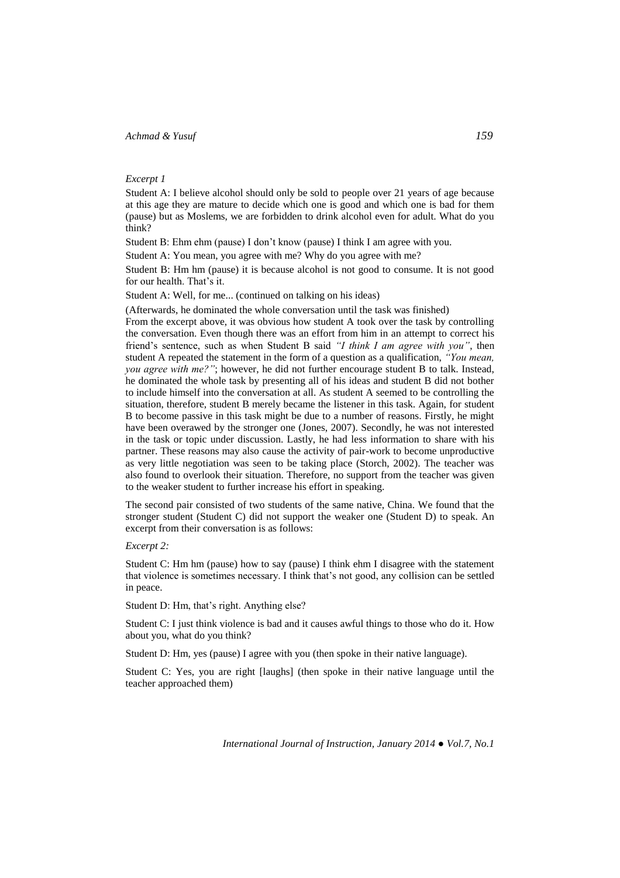*Excerpt 1*

Student A: I believe alcohol should only be sold to people over 21 years of age because at this age they are mature to decide which one is good and which one is bad for them (pause) but as Moslems, we are forbidden to drink alcohol even for adult. What do you think?

Student B: Ehm ehm (pause) I don't know (pause) I think I am agree with you.

Student A: You mean, you agree with me? Why do you agree with me?

Student B: Hm hm (pause) it is because alcohol is not good to consume. It is not good for our health. That's it.

Student A: Well, for me... (continued on talking on his ideas)

(Afterwards, he dominated the whole conversation until the task was finished)

From the excerpt above, it was obvious how student A took over the task by controlling the conversation. Even though there was an effort from him in an attempt to correct his friend's sentence, such as when Student B said *"I think I am agree with you"*, then student A repeated the statement in the form of a question as a qualification, *"You mean, you agree with me?"*; however, he did not further encourage student B to talk. Instead, he dominated the whole task by presenting all of his ideas and student B did not bother to include himself into the conversation at all. As student A seemed to be controlling the situation, therefore, student B merely became the listener in this task. Again, for student B to become passive in this task might be due to a number of reasons. Firstly, he might have been overawed by the stronger one (Jones, 2007). Secondly, he was not interested in the task or topic under discussion. Lastly, he had less information to share with his partner. These reasons may also cause the activity of pair-work to become unproductive as very little negotiation was seen to be taking place (Storch, 2002). The teacher was also found to overlook their situation. Therefore, no support from the teacher was given to the weaker student to further increase his effort in speaking.

The second pair consisted of two students of the same native, China. We found that the stronger student (Student C) did not support the weaker one (Student D) to speak. An excerpt from their conversation is as follows:

*Excerpt 2:*

Student C: Hm hm (pause) how to say (pause) I think ehm I disagree with the statement that violence is sometimes necessary. I think that's not good, any collision can be settled in peace.

Student D: Hm, that's right. Anything else?

Student C: I just think violence is bad and it causes awful things to those who do it. How about you, what do you think?

Student D: Hm, yes (pause) I agree with you (then spoke in their native language).

Student C: Yes, you are right [laughs] (then spoke in their native language until the teacher approached them)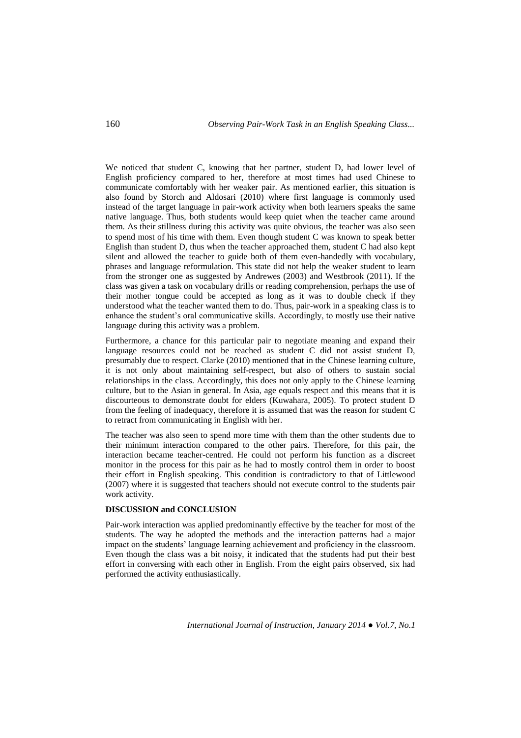We noticed that student C, knowing that her partner, student D, had lower level of English proficiency compared to her, therefore at most times had used Chinese to communicate comfortably with her weaker pair. As mentioned earlier, this situation is also found by Storch and Aldosari (2010) where first language is commonly used instead of the target language in pair-work activity when both learners speaks the same native language. Thus, both students would keep quiet when the teacher came around them. As their stillness during this activity was quite obvious, the teacher was also seen to spend most of his time with them. Even though student C was known to speak better English than student D, thus when the teacher approached them, student C had also kept silent and allowed the teacher to guide both of them even-handedly with vocabulary, phrases and language reformulation. This state did not help the weaker student to learn from the stronger one as suggested by Andrewes (2003) and Westbrook (2011). If the class was given a task on vocabulary drills or reading comprehension, perhaps the use of their mother tongue could be accepted as long as it was to double check if they understood what the teacher wanted them to do. Thus, pair-work in a speaking class is to enhance the student's oral communicative skills. Accordingly, to mostly use their native language during this activity was a problem.

Furthermore, a chance for this particular pair to negotiate meaning and expand their language resources could not be reached as student C did not assist student D, presumably due to respect. Clarke (2010) mentioned that in the Chinese learning culture, it is not only about maintaining self-respect, but also of others to sustain social relationships in the class. Accordingly, this does not only apply to the Chinese learning culture, but to the Asian in general. In Asia, age equals respect and this means that it is discourteous to demonstrate doubt for elders (Kuwahara, 2005). To protect student D from the feeling of inadequacy, therefore it is assumed that was the reason for student C to retract from communicating in English with her.

The teacher was also seen to spend more time with them than the other students due to their minimum interaction compared to the other pairs. Therefore, for this pair, the interaction became teacher-centred. He could not perform his function as a discreet monitor in the process for this pair as he had to mostly control them in order to boost their effort in English speaking. This condition is contradictory to that of Littlewood (2007) where it is suggested that teachers should not execute control to the students pair work activity.

## DISCUSSION and CONCLUSION

Pair-work interaction was applied predominantly effective by the teacher for most of the students. The way he adopted the methods and the interaction patterns had a major impact on the students' language learning achievement and proficiency in the classroom. Even though the class was a bit noisy, it indicated that the students had put their best effort in conversing with each other in English. From the eight pairs observed, six had performed the activity enthusiastically.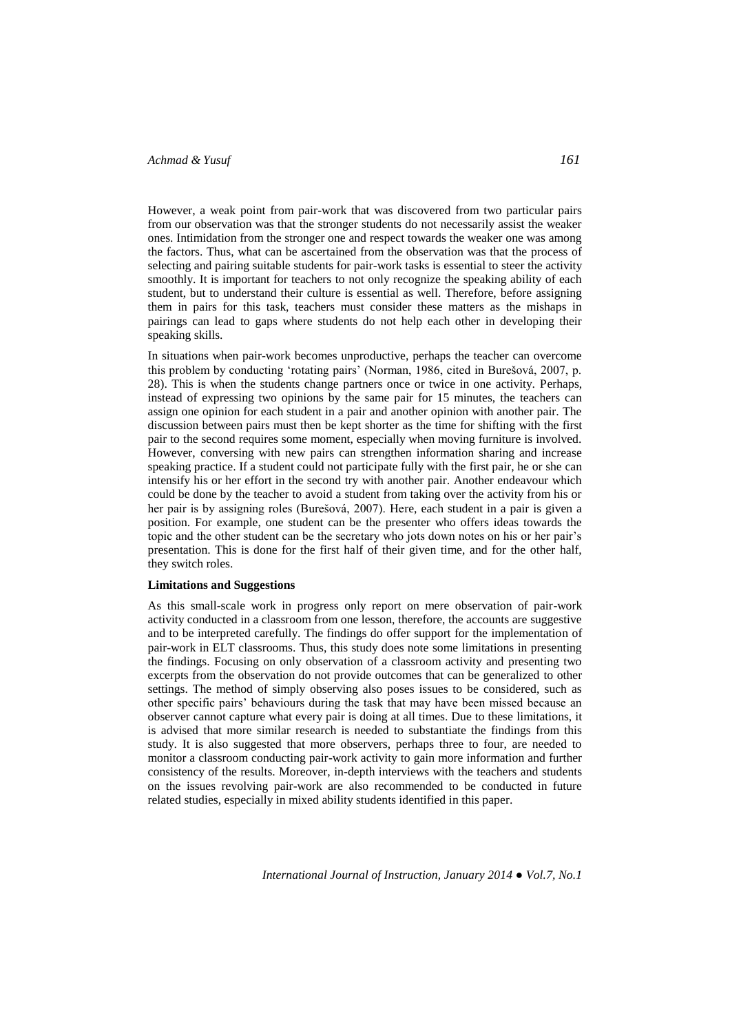However, a weak point from pair-work that was discovered from two particular pairs from our observation was that the stronger students do not necessarily assist the weaker ones. Intimidation from the stronger one and respect towards the weaker one was among the factors. Thus, what can be ascertained from the observation was that the process of selecting and pairing suitable students for pair-work tasks is essential to steer the activity smoothly. It is important for teachers to not only recognize the speaking ability of each student, but to understand their culture is essential as well. Therefore, before assigning them in pairs for this task, teachers must consider these matters as the mishaps in pairings can lead to gaps where students do not help each other in developing their speaking skills.

In situations when pair-work becomes unproductive, perhaps the teacher can overcome this problem by conducting 'rotating pairs' (Norman, 1986, cited in Burešová, 2007, p. 28). This is when the students change partners once or twice in one activity. Perhaps, instead of expressing two opinions by the same pair for 15 minutes, the teachers can assign one opinion for each student in a pair and another opinion with another pair. The discussion between pairs must then be kept shorter as the time for shifting with the first pair to the second requires some moment, especially when moving furniture is involved. However, conversing with new pairs can strengthen information sharing and increase speaking practice. If a student could not participate fully with the first pair, he or she can intensify his or her effort in the second try with another pair. Another endeavour which could be done by the teacher to avoid a student from taking over the activity from his or her pair is by assigning roles (Burešová, 2007). Here, each student in a pair is given a position. For example, one student can be the presenter who offers ideas towards the topic and the other student can be the secretary who jots down notes on his or her pair's presentation. This is done for the first half of their given time, and for the other half, they switch roles.

**Limitations and Suggestions**

As this small-scale work in progress only report on mere observation of pair-work activity conducted in a classroom from one lesson, therefore, the accounts are suggestive and to be interpreted carefully. The findings do offer support for the implementation of pair-work in ELT classrooms. Thus, this study does note some limitations in presenting the findings. Focusing on only observation of a classroom activity and presenting two excerpts from the observation do not provide outcomes that can be generalized to other settings. The method of simply observing also poses issues to be considered, such as other specific pairs' behaviours during the task that may have been missed because an observer cannot capture what every pair is doing at all times. Due to these limitations, it is advised that more similar research is needed to substantiate the findings from this study. It is also suggested that more observers, perhaps three to four, are needed to monitor a classroom conducting pair-work activity to gain more information and further consistency of the results. Moreover, in-depth interviews with the teachers and students on the issues revolving pair-work are also recommended to be conducted in future related studies, especially in mixed ability students identified in this paper.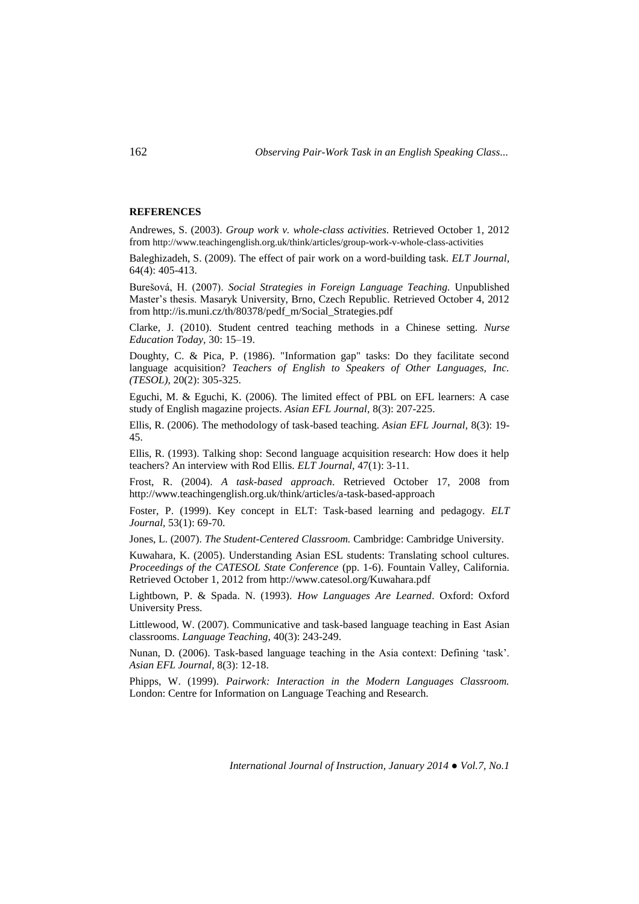**REFERENCES**

Andrewes, S. (2003). *Group work v. whole-class activities*. Retrieved October 1, 2012 from http://www.teachingenglish.org.uk/think/articles/group-work-v-whole-class-activities

Baleghizadeh, S. (2009). The effect of pair work on a word-building task. *ELT Journal,* 64(4): 405-413.

Burešová, H. (2007). *Social Strategies in Foreign Language Teaching.* Unpublished Master's thesis. Masaryk University, Brno, Czech Republic. Retrieved October 4, 2012 from http://is.muni.cz/th/80378/pedf_m/Social_Strategies.pdf

Clarke, J. (2010). Student centred teaching methods in a Chinese setting. *Nurse Education Today,* 30: 15–19.

Doughty, C. & Pica, P. (1986). "Information gap" tasks: Do they facilitate second language acquisition? *Teachers of English to Speakers of Other Languages, Inc. (TESOL),* 20(2): 305-325.

Eguchi, M. & Eguchi, K. (2006). The limited effect of PBL on EFL learners: A case study of English magazine projects. *Asian EFL Journal,* 8(3): 207-225.

Ellis, R. (2006). The methodology of task-based teaching. *Asian EFL Journal,* 8(3): 19-45.

Ellis, R. (1993). Talking shop: Second language acquisition research: How does it help teachers? An interview with Rod Ellis. *ELT Journal,* 47(1): 3-11.

Frost, R. (2004). *A task-based approach*. Retrieved October 17, 2008 from http://www.teachingenglish.org.uk/think/articles/a-task-based-approach

Foster, P. (1999). Key concept in ELT: Task-based learning and pedagogy. *ELT Journal,* 53(1): 69-70.

Jones, L. (2007). *The Student-Centered Classroom.* Cambridge: Cambridge University.

Kuwahara, K. (2005). Understanding Asian ESL students: Translating school cultures. *Proceedings of the CATESOL State Conference* (pp. 1-6). Fountain Valley, California. Retrieved October 1, 2012 from http://www.catesol.org/Kuwahara.pdf

Lightbown, P. & Spada. N. (1993). *How Languages Are Learned*. Oxford: Oxford University Press.

Littlewood, W. (2007). Communicative and task-based language teaching in East Asian classrooms. *Language Teaching,* 40(3): 243-249.

Nunan, D. (2006). Task-based language teaching in the Asia context: Defining 'task'. *Asian EFL Journal,* 8(3): 12-18.

Phipps, W. (1999). *Pairwork: Interaction in the Modern Languages Classroom.* London: Centre for Information on Language Teaching and Research.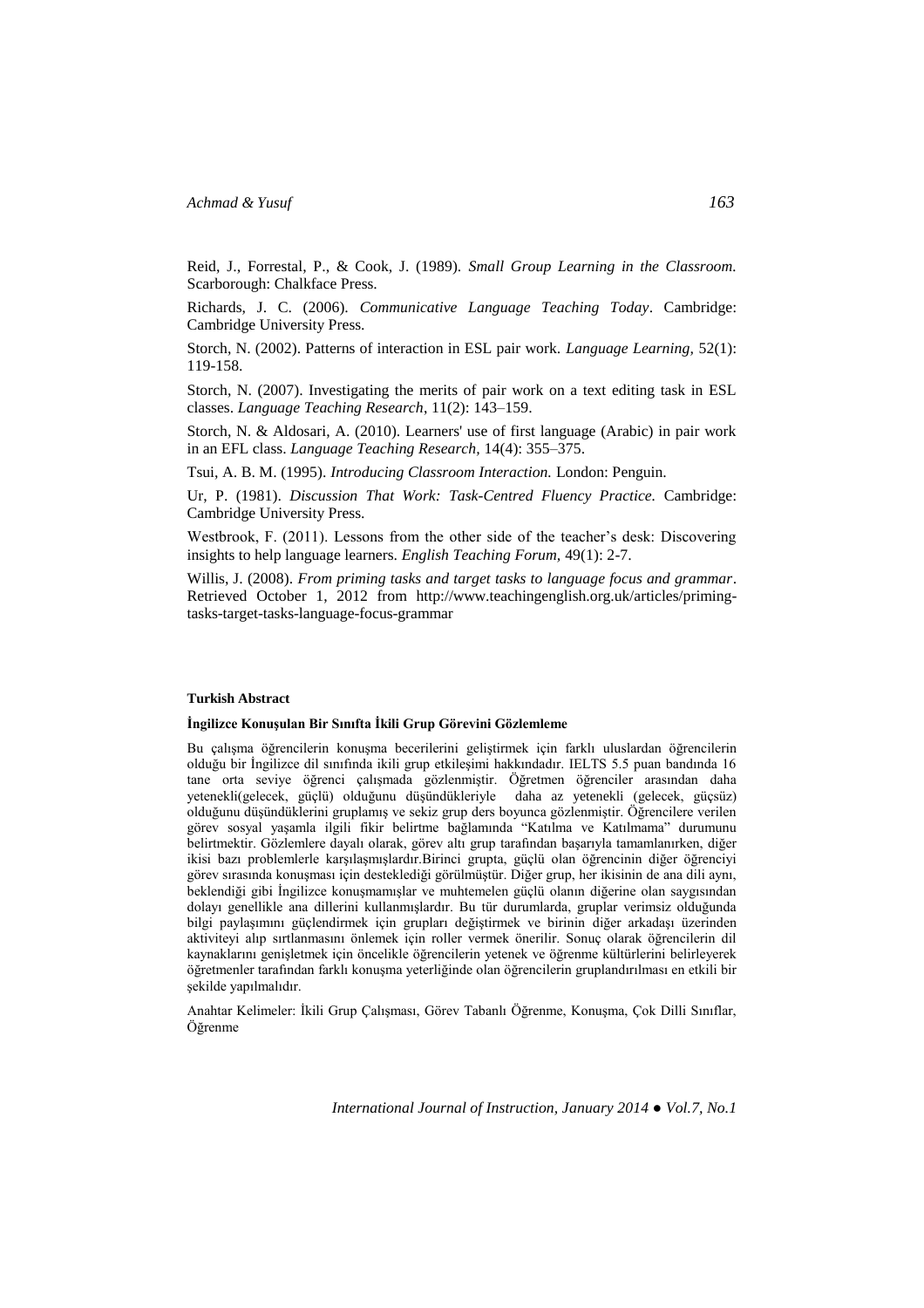Reid, J., Forrestal, P., & Cook, J. (1989). *Small Group Learning in the Classroom.* Scarborough: Chalkface Press.

Richards, J. C. (2006). *Communicative Language Teaching Today*. Cambridge: Cambridge University Press.

Storch, N. (2002). Patterns of interaction in ESL pair work. *Language Learning,* 52(1): 119-158.

Storch, N. (2007). Investigating the merits of pair work on a text editing task in ESL classes. *Language Teaching Research*, 11(2): 143–159.

Storch, N. & Aldosari, A. (2010). Learners' use of first language (Arabic) in pair work in an EFL class. *Language Teaching Research,* 14(4): 355–375.

Tsui, A. B. M. (1995). *Introducing Classroom Interaction.* London: Penguin.

Ur, P. (1981). *Discussion That Work: Task-Centred Fluency Practice.* Cambridge: Cambridge University Press.

Westbrook, F. (2011). Lessons from the other side of the teacher's desk: Discovering insights to help language learners. *English Teaching Forum,* 49(1): 2-7.

Willis, J. (2008). *From priming tasks and target tasks to language focus and grammar*. Retrieved October 1, 2012 from http://www.teachingenglish.org.uk/articles/priming-tasks-target-tasks-language-focus-grammar

**Turkish Abstract**

**İngilizce Konuşulan Bir Sınıfta İkili Grup Görevini Gözlemleme**

Bu çalışma öğrencilerin konuşma becerilerini geliştirmek için farklı uluslardan öğrencilerin olduğu bir İngilizce dil sınıfında ikili grup etkileşimi hakkındadır. IELTS 5.5 puan bandında 16 tane orta seviye öğrenci çalışmada gözlenmiştir. Öğretmen öğrenciler arasından daha yetenekli(gelecek, güçlü) olduğunu düşündükleriyle daha az yetenekli (gelecek, güçsüz) olduğunu düşündüklerini gruplamış ve sekiz grup ders boyunca gözlenmiştir. Öğrencilere verilen görev sosyal yaşamla ilgili fikir belirtme bağlamında "Katılma ve Katılmama" durumunu belirtmektir. Gözlemlere dayalı olarak, görev altı grup tarafından başarıyla tamamlanırken, diğer ikisi bazı problemlerle karşılaşmışlardır.Birinci grupta, güçlü olan öğrencinin diğer öğrenciyi görev sırasında konuşması için desteklediği görülmüştür. Diğer grup, her ikisinin de ana dili aynı, beklendiği gibi İngilizce konuşmamışlar ve muhtemelen güçlü olanın diğerine olan saygısından dolayı genellikle ana dillerini kullanmışlardır. Bu tür durumlarda, gruplar verimsiz olduğunda bilgi paylaşımını güçlendirmek için grupları değiştirmek ve birinin diğer arkadaşı üzerinden aktiviteyi alıp sırtlanmasını önlemek için roller vermek önerilir. Sonuç olarak öğrencilerin dil kaynaklarını genişletmek için öncelikle öğrencilerin yetenek ve öğrenme kültürlerini belirleyerek öğretmenler tarafından farklı konuşma yeterliğinde olan öğrencilerin gruplandırılması en etkili bir şekilde yapılmalıdır.

Anahtar Kelimeler: İkili Grup Çalışması, Görev Tabanlı Öğrenme, Konuşma, Çok Dilli Sınıflar, Öğrenme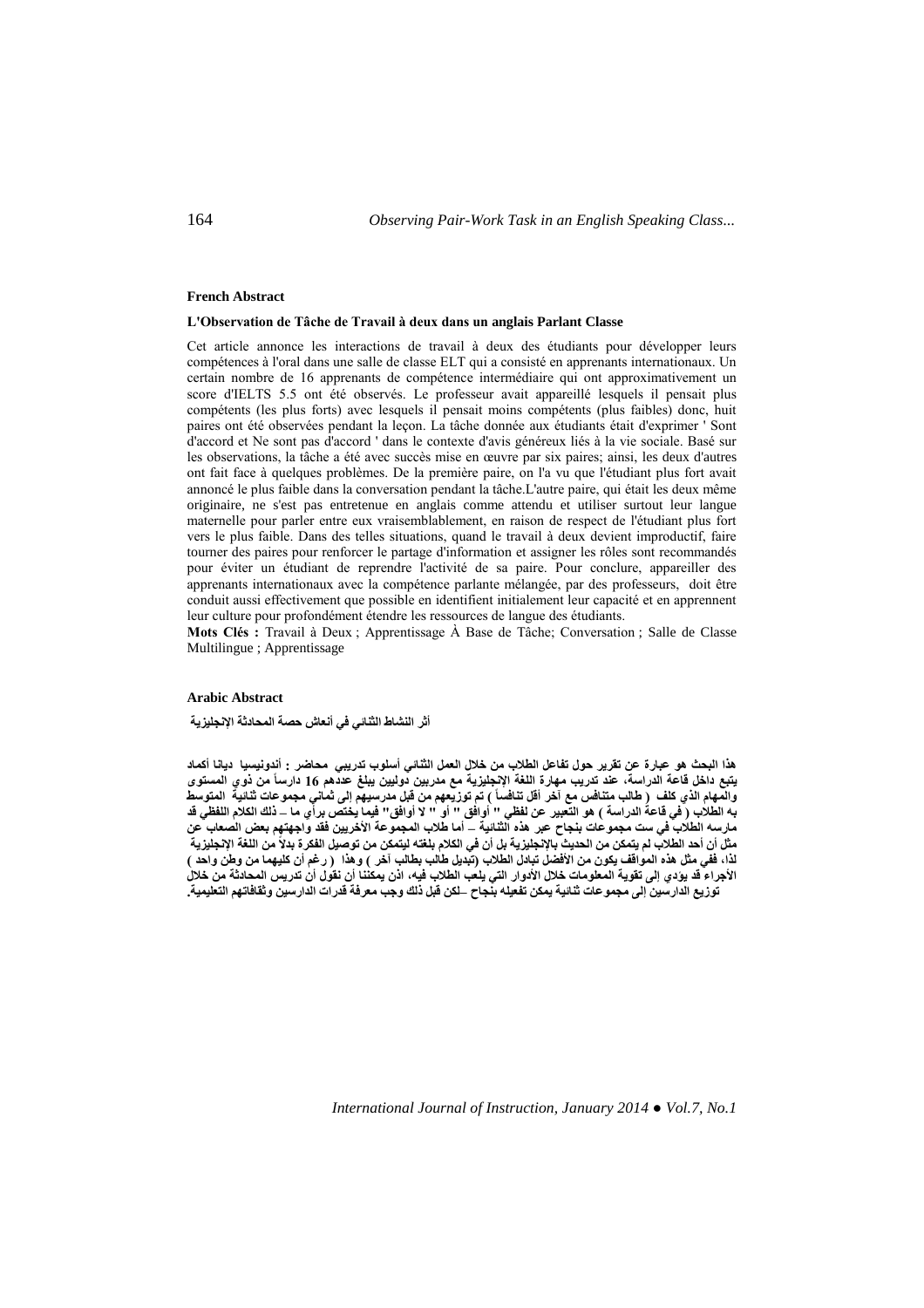**French Abstract**

**L'Observation de Tâche de Travail à deux dans un anglais Parlant Classe**

Cet article annonce les interactions de travail à deux des étudiants pour développer leurs compétences à l'oral dans une salle de classe ELT qui a consisté en apprenants internationaux. Un certain nombre de 16 apprenants de compétence intermédiaire qui ont approximativement un score d'IELTS 5.5 ont été observés. Le professeur avait appareillé lesquels il pensait plus compétents (les plus forts) avec lesquels il pensait moins compétents (plus faibles) donc, huit paires ont été observées pendant la leçon. La tâche donnée aux étudiants était d'exprimer ' Sont d'accord et Ne sont pas d'accord ' dans le contexte d'avis généreux liés à la vie sociale. Basé sur les observations, la tâche a été avec succès mise en œuvre par six paires; ainsi, les deux d'autres ont fait face à quelques problèmes. De la première paire, on l'a vu que l'étudiant plus fort avait annoncé le plus faible dans la conversation pendant la tâche.L'autre paire, qui était les deux même originaire, ne s'est pas entretenue en anglais comme attendu et utiliser surtout leur langue maternelle pour parler entre eux vraisemblablement, en raison de respect de l'étudiant plus fort vers le plus faible. Dans des telles situations, quand le travail à deux devient improductif, faire tourner des paires pour renforcer le partage d'information et assigner les rôles sont recommandés pour éviter un étudiant de reprendre l'activité de sa paire. Pour conclure, appareiller des apprenants internationaux avec la compétence parlante mélangée, par des professeurs, doit être conduit aussi effectivement que possible en identifient initialement leur capacité et en apprennent leur culture pour profondément étendre les ressources de langue des étudiants.

**Mots Clés :** Travail à Deux ; Apprentissage À Base de Tâche; Conversation ; Salle de Classe Multilingue ; Apprentissage

**Arabic Abstract**

**أثر النشاط الثنائي في أنعاش حصة المحادثة الإنجليزية**

هذا البحث هو عبارة عن تقرير حول تفاعل الطلاب من خلال العمل الثنائي أسلوب تدريبي محاضر : أندونيسيا ديانا أكماد يتبع داخل قاعة الدراسة، عند تدريب مهارة اللغة الإنجليزية مع مدربين دوليين يبلغ عددهم 16 دارساً من ذوي المستوى والمهام الذي كلف ( طالب متنافس مع آخر أقل تنافساً ) تم توزيعهم من قبل مدرسيهم إلى ثماني مجموعات ثنائية المتوسط به الطلاب ( في قاعة الدراسة ) هو التعبير عن لفظي " أوافق " أو " لا أوافق" فيما يختص برأي ما – ذلك الكلام اللفظي قد مارسه الطلاب في ست مجموعات بنجاح عبر هذه الثنائية – أما طلاب المجموعة الأخريين فقد واجهتهم بعض الصعاب عن مثل أن أحد الطلاب لم يتمكن من الحديث بالإنجليزية بل أن في الكلام بلغته ليتمكن من توصيل الفكرة بدلاً من اللغة الإنجليزية لذا، ففي مثل هذه المواقف يكون من الأفضل تبادل الطلاب (تبديل طالب بطالب آخر ) وهذا ( رغم أن كليهما من وطن واحد ) الأجراء قد يؤدي إلى تقوية المعلومات خلال الأدوار التي يلعب الطلاب فيه، اذن يمكننا أن نقول أن تدريس المحادثة من خلال توزيع الدارسين إلى مجموعات ثنائية يمكن تفعيله بنجاح –لكن قبل ذلك وجب معرفة قدرات الدارسين وثقافاتهم التعليمية.